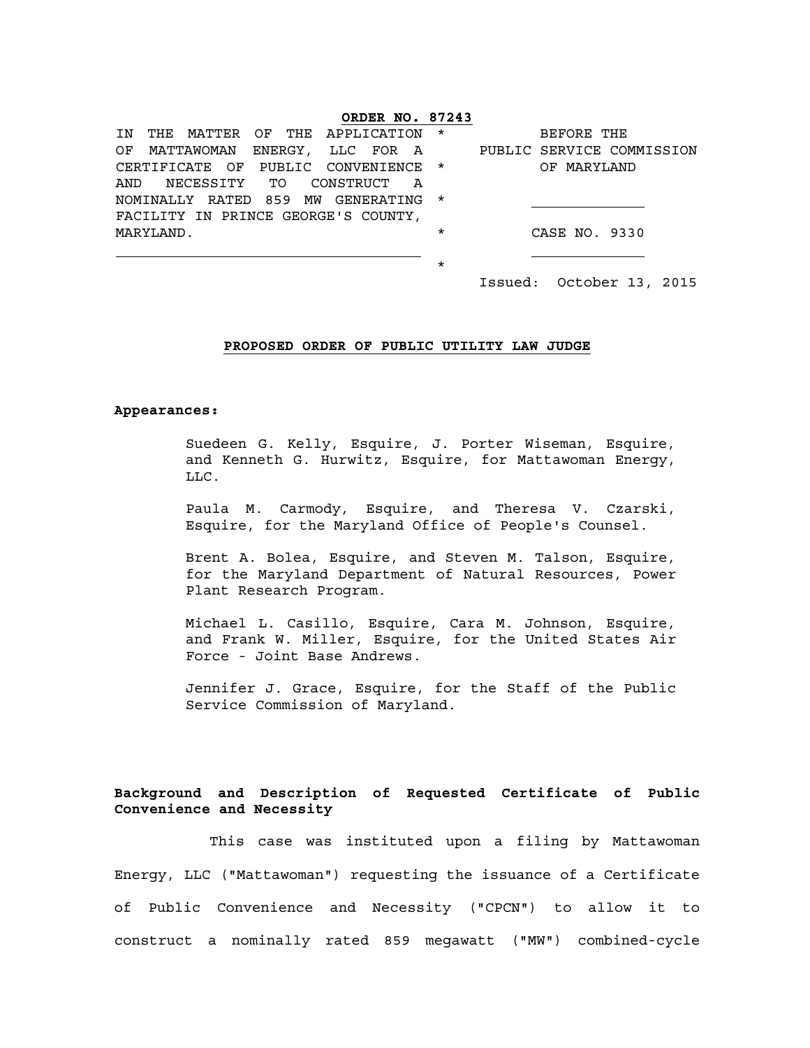**ORDER NO. 87243**

| | | |
|---|---|---|
| IN THE MATTER OF THE APPLICATION OF MATTAWOMAN ENERGY, LLC FOR A CERTIFICATE OF PUBLIC CONVENIENCE AND NECESSITY TO CONSTRUCT A NOMINALLY RATED 859 MW GENERATING FACILITY IN PRINCE GEORGE'S COUNTY, MARYLAND. | * * * * * | BEFORE THE PUBLIC SERVICE COMMISSION OF MARYLAND<br><br>CASE NO. 9330 |

Issued: October 13, 2015

**PROPOSED ORDER OF PUBLIC UTILITY LAW JUDGE**

**Appearances:**

Suedeen G. Kelly, Esquire, J. Porter Wiseman, Esquire, and Kenneth G. Hurwitz, Esquire, for Mattawoman Energy, LLC.

Paula M. Carmody, Esquire, and Theresa V. Czarski, Esquire, for the Maryland Office of People's Counsel.

Brent A. Bolea, Esquire, and Steven M. Talson, Esquire, for the Maryland Department of Natural Resources, Power Plant Research Program.

Michael L. Casillo, Esquire, Cara M. Johnson, Esquire, and Frank W. Miller, Esquire, for the United States Air Force - Joint Base Andrews.

Jennifer J. Grace, Esquire, for the Staff of the Public Service Commission of Maryland.

**Background and Description of Requested Certificate of Public Convenience and Necessity**

This case was instituted upon a filing by Mattawoman Energy, LLC ("Mattawoman") requesting the issuance of a Certificate of Public Convenience and Necessity ("CPCN") to allow it to construct a nominally rated 859 megawatt ("MW") combined-cycle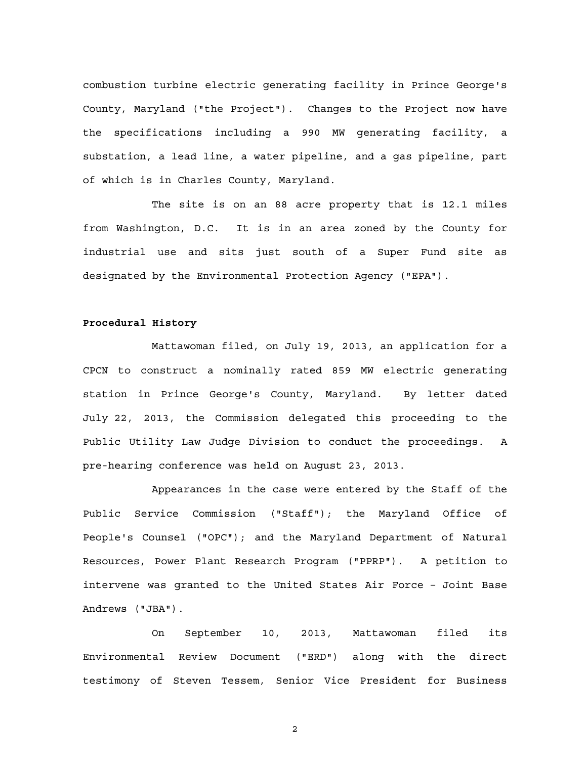combustion turbine electric generating facility in Prince George's County, Maryland ("the Project"). Changes to the Project now have the specifications including a 990 MW generating facility, a substation, a lead line, a water pipeline, and a gas pipeline, part of which is in Charles County, Maryland.

The site is on an 88 acre property that is 12.1 miles from Washington, D.C. It is in an area zoned by the County for industrial use and sits just south of a Super Fund site as designated by the Environmental Protection Agency ("EPA").

**Procedural History**

Mattawoman filed, on July 19, 2013, an application for a CPCN to construct a nominally rated 859 MW electric generating station in Prince George's County, Maryland. By letter dated July 22, 2013, the Commission delegated this proceeding to the Public Utility Law Judge Division to conduct the proceedings. A pre-hearing conference was held on August 23, 2013.

Appearances in the case were entered by the Staff of the Public Service Commission ("Staff"); the Maryland Office of People's Counsel ("OPC"); and the Maryland Department of Natural Resources, Power Plant Research Program ("PPRP"). A petition to intervene was granted to the United States Air Force – Joint Base Andrews ("JBA").

On September 10, 2013, Mattawoman filed its Environmental Review Document ("ERD") along with the direct testimony of Steven Tessem, Senior Vice President for Business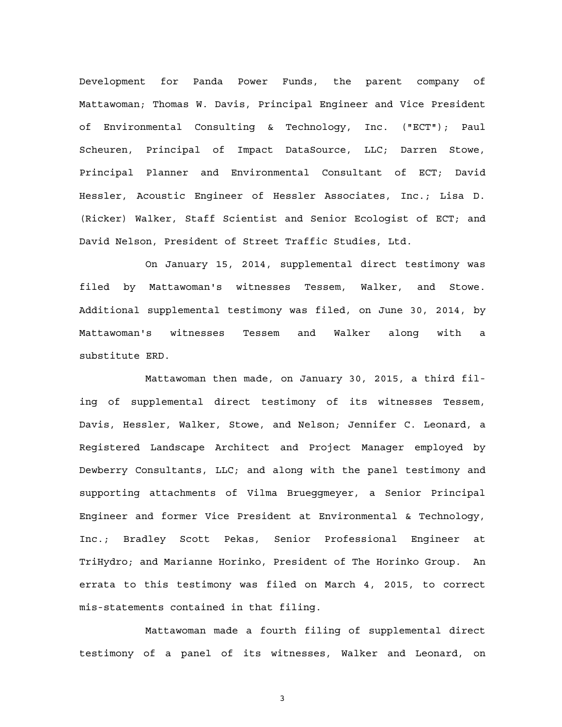Development for Panda Power Funds, the parent company of Mattawoman; Thomas W. Davis, Principal Engineer and Vice President of Environmental Consulting & Technology, Inc. ("ECT"); Paul Scheuren, Principal of Impact DataSource, LLC; Darren Stowe, Principal Planner and Environmental Consultant of ECT; David Hessler, Acoustic Engineer of Hessler Associates, Inc.; Lisa D. (Ricker) Walker, Staff Scientist and Senior Ecologist of ECT; and David Nelson, President of Street Traffic Studies, Ltd.

On January 15, 2014, supplemental direct testimony was filed by Mattawoman's witnesses Tessem, Walker, and Stowe. Additional supplemental testimony was filed, on June 30, 2014, by Mattawoman's witnesses Tessem and Walker along with a substitute ERD.

Mattawoman then made, on January 30, 2015, a third filing of supplemental direct testimony of its witnesses Tessem, Davis, Hessler, Walker, Stowe, and Nelson; Jennifer C. Leonard, a Registered Landscape Architect and Project Manager employed by Dewberry Consultants, LLC; and along with the panel testimony and supporting attachments of Vilma Brueggmeyer, a Senior Principal Engineer and former Vice President at Environmental & Technology, Inc.; Bradley Scott Pekas, Senior Professional Engineer at TriHydro; and Marianne Horinko, President of The Horinko Group. An errata to this testimony was filed on March 4, 2015, to correct mis-statements contained in that filing.

Mattawoman made a fourth filing of supplemental direct testimony of a panel of its witnesses, Walker and Leonard, on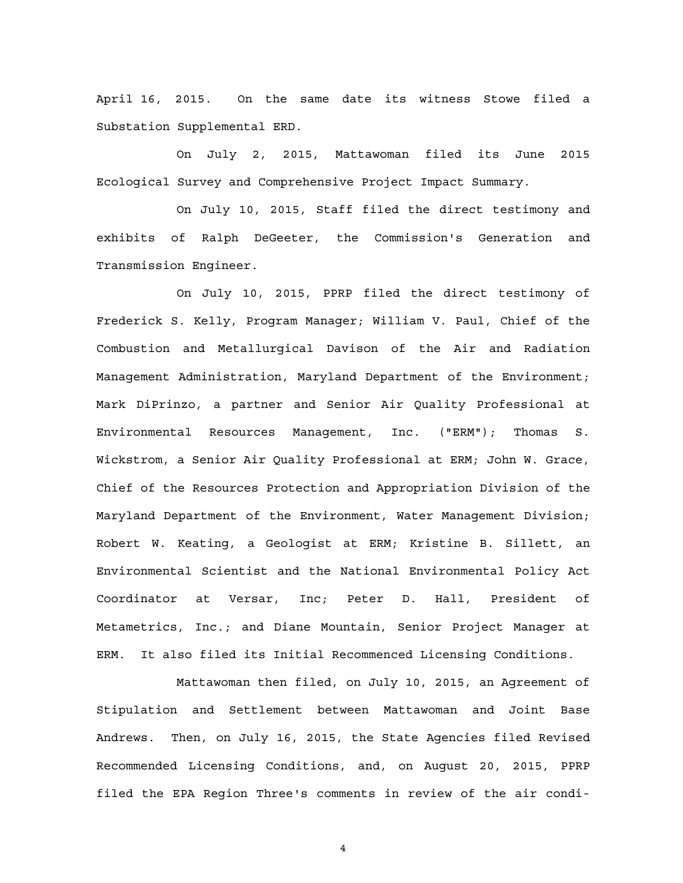April 16, 2015. On the same date its witness Stowe filed a Substation Supplemental ERD.

On July 2, 2015, Mattawoman filed its June 2015 Ecological Survey and Comprehensive Project Impact Summary.

On July 10, 2015, Staff filed the direct testimony and exhibits of Ralph DeGeeter, the Commission's Generation and Transmission Engineer.

On July 10, 2015, PPRP filed the direct testimony of Frederick S. Kelly, Program Manager; William V. Paul, Chief of the Combustion and Metallurgical Davison of the Air and Radiation Management Administration, Maryland Department of the Environment; Mark DiPrinzo, a partner and Senior Air Quality Professional at Environmental Resources Management, Inc. ("ERM"); Thomas S. Wickstrom, a Senior Air Quality Professional at ERM; John W. Grace, Chief of the Resources Protection and Appropriation Division of the Maryland Department of the Environment, Water Management Division; Robert W. Keating, a Geologist at ERM; Kristine B. Sillett, an Environmental Scientist and the National Environmental Policy Act Coordinator at Versar, Inc; Peter D. Hall, President of Metametrics, Inc.; and Diane Mountain, Senior Project Manager at ERM. It also filed its Initial Recommenced Licensing Conditions.

Mattawoman then filed, on July 10, 2015, an Agreement of Stipulation and Settlement between Mattawoman and Joint Base Andrews. Then, on July 16, 2015, the State Agencies filed Revised Recommended Licensing Conditions, and, on August 20, 2015, PPRP filed the EPA Region Three's comments in review of the air condi-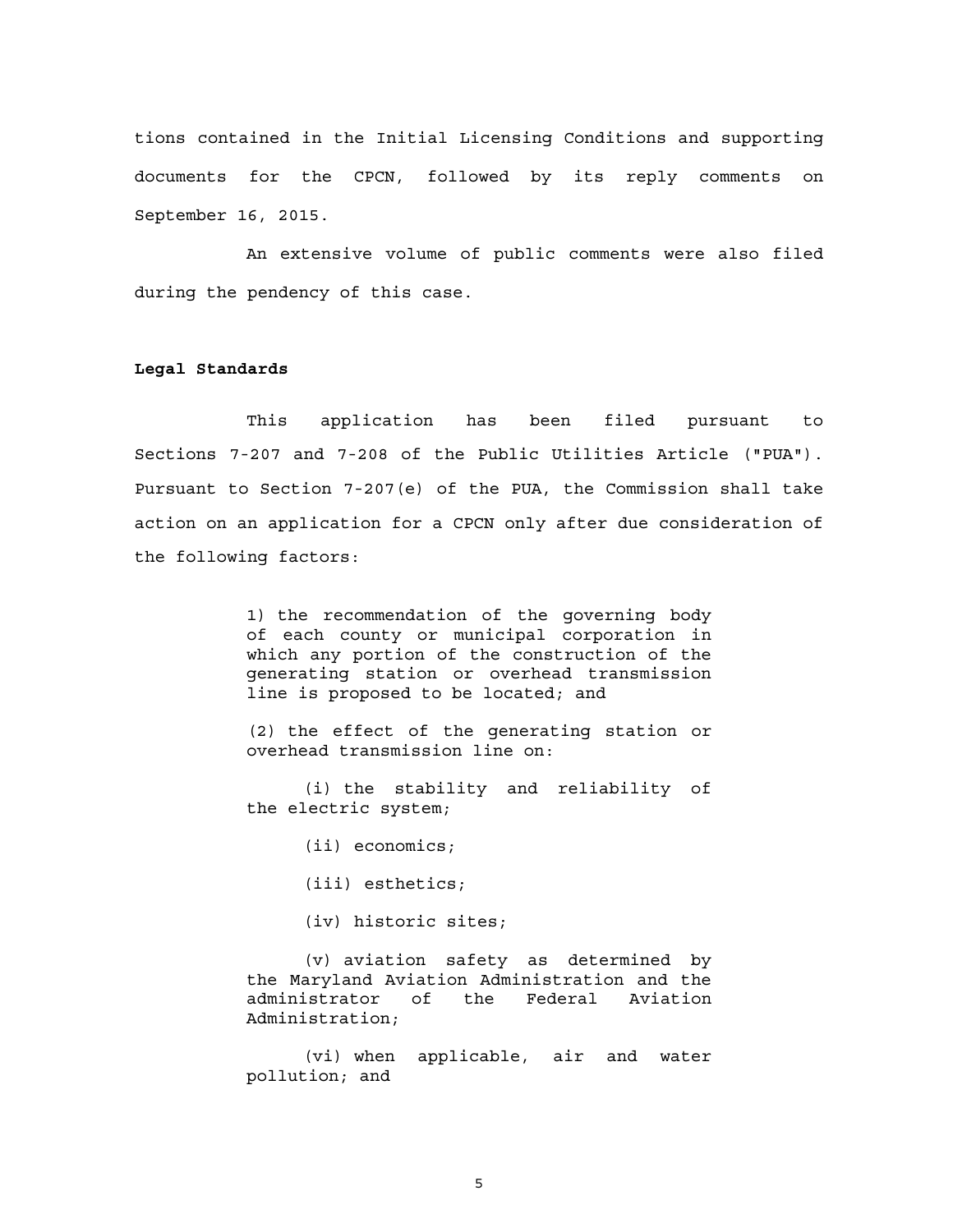tions contained in the Initial Licensing Conditions and supporting documents for the CPCN, followed by its reply comments on September 16, 2015.

An extensive volume of public comments were also filed during the pendency of this case.

**Legal Standards**

This application has been filed pursuant to Sections 7-207 and 7-208 of the Public Utilities Article ("PUA"). Pursuant to Section 7-207(e) of the PUA, the Commission shall take action on an application for a CPCN only after due consideration of the following factors:

> 1) the recommendation of the governing body of each county or municipal corporation in which any portion of the construction of the generating station or overhead transmission line is proposed to be located; and
>
> (2) the effect of the generating station or overhead transmission line on:
>
> (i) the stability and reliability of the electric system;
>
> (ii) economics;
>
> (iii) esthetics;
>
> (iv) historic sites;
>
> (v) aviation safety as determined by the Maryland Aviation Administration and the administrator of the Federal Aviation Administration;
>
> (vi) when applicable, air and water pollution; and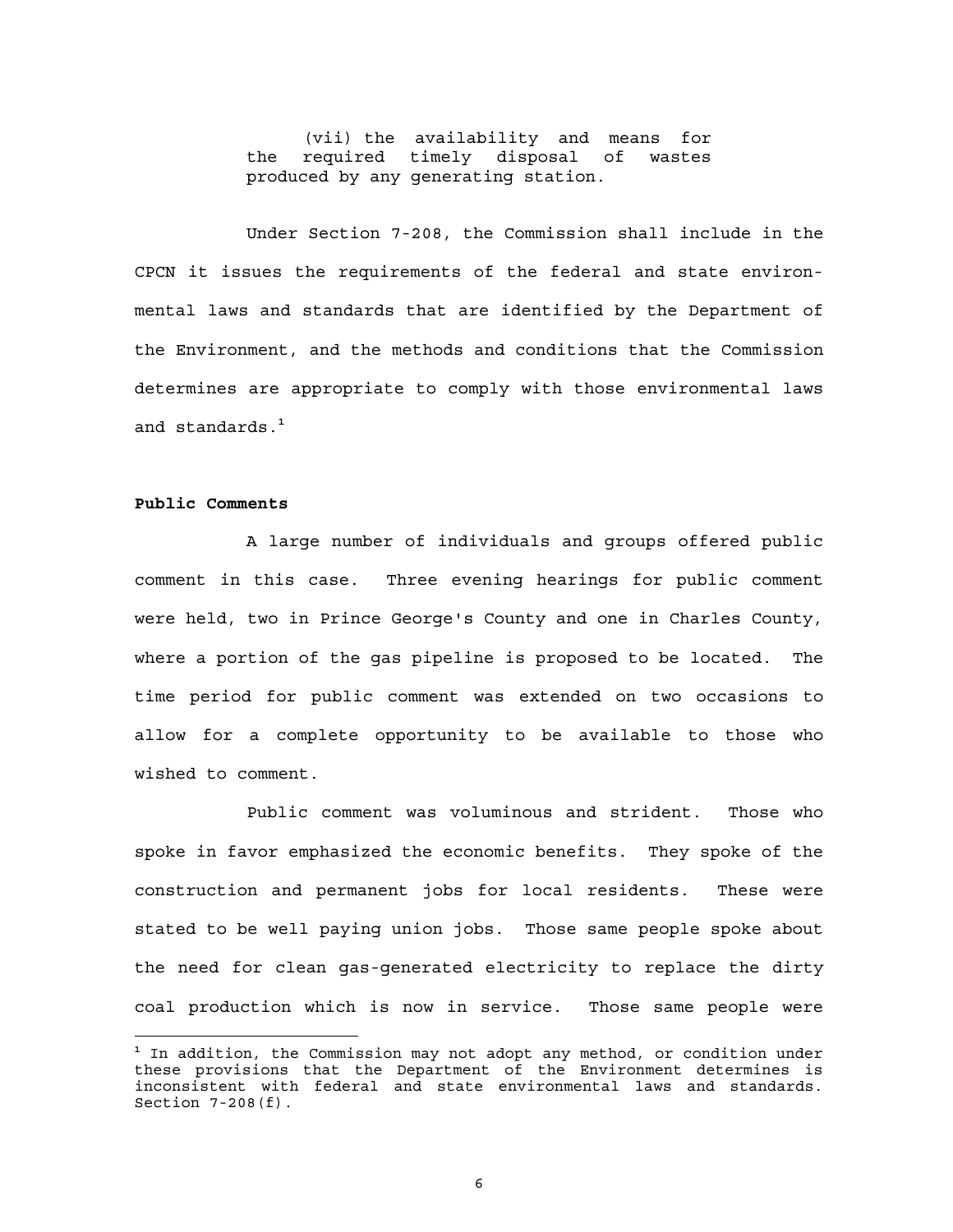(vii) the availability and means for the required timely disposal of wastes produced by any generating station.

Under Section 7-208, the Commission shall include in the CPCN it issues the requirements of the federal and state environmental laws and standards that are identified by the Department of the Environment, and the methods and conditions that the Commission determines are appropriate to comply with those environmental laws and standards.[1]

**Public Comments**

A large number of individuals and groups offered public comment in this case. Three evening hearings for public comment were held, two in Prince George's County and one in Charles County, where a portion of the gas pipeline is proposed to be located. The time period for public comment was extended on two occasions to allow for a complete opportunity to be available to those who wished to comment.

Public comment was voluminous and strident. Those who spoke in favor emphasized the economic benefits. They spoke of the construction and permanent jobs for local residents. These were stated to be well paying union jobs. Those same people spoke about the need for clean gas-generated electricity to replace the dirty coal production which is now in service. Those same people were

[1] In addition, the Commission may not adopt any method, or condition under these provisions that the Department of the Environment determines is inconsistent with federal and state environmental laws and standards. Section 7-208(f).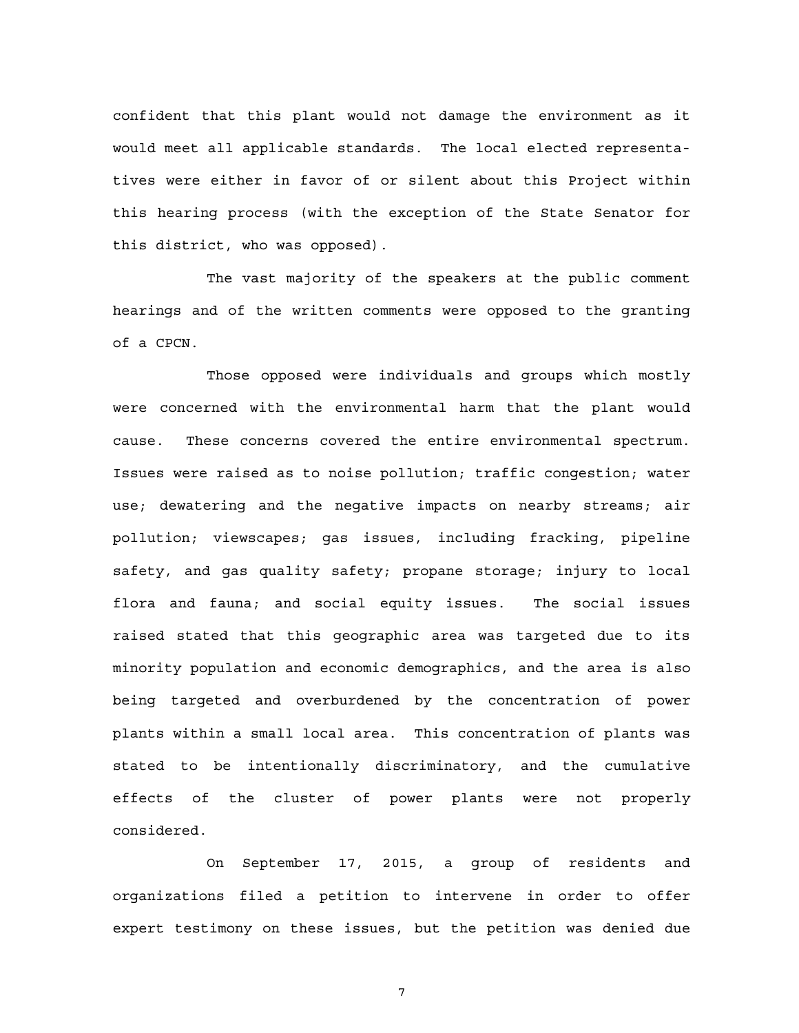confident that this plant would not damage the environment as it would meet all applicable standards. The local elected representatives were either in favor of or silent about this Project within this hearing process (with the exception of the State Senator for this district, who was opposed).

The vast majority of the speakers at the public comment hearings and of the written comments were opposed to the granting of a CPCN.

Those opposed were individuals and groups which mostly were concerned with the environmental harm that the plant would cause. These concerns covered the entire environmental spectrum. Issues were raised as to noise pollution; traffic congestion; water use; dewatering and the negative impacts on nearby streams; air pollution; viewscapes; gas issues, including fracking, pipeline safety, and gas quality safety; propane storage; injury to local flora and fauna; and social equity issues. The social issues raised stated that this geographic area was targeted due to its minority population and economic demographics, and the area is also being targeted and overburdened by the concentration of power plants within a small local area. This concentration of plants was stated to be intentionally discriminatory, and the cumulative effects of the cluster of power plants were not properly considered.

On September 17, 2015, a group of residents and organizations filed a petition to intervene in order to offer expert testimony on these issues, but the petition was denied due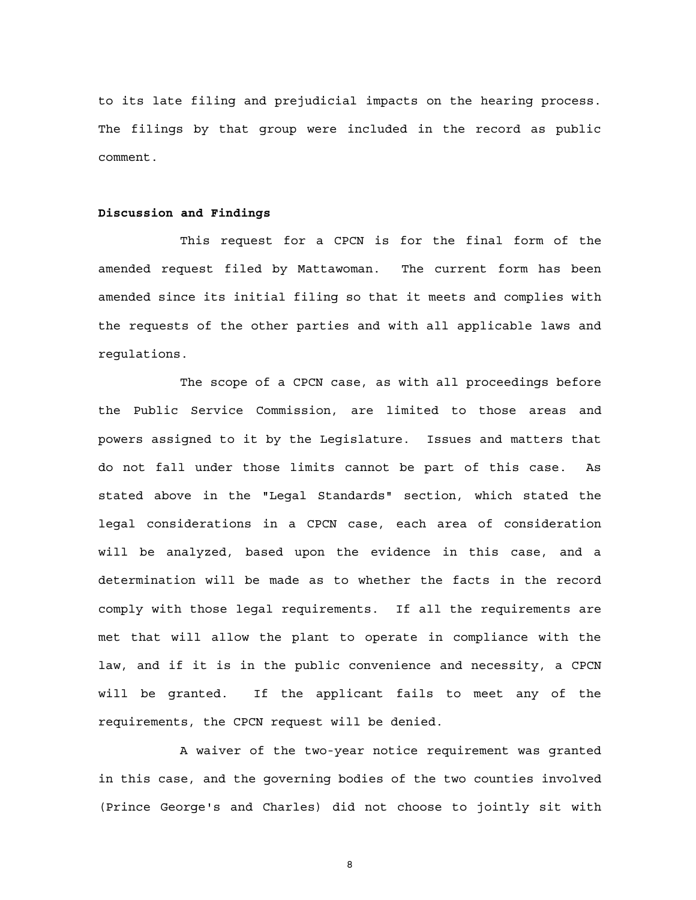to its late filing and prejudicial impacts on the hearing process. The filings by that group were included in the record as public comment.

**Discussion and Findings**

This request for a CPCN is for the final form of the amended request filed by Mattawoman. The current form has been amended since its initial filing so that it meets and complies with the requests of the other parties and with all applicable laws and regulations.

The scope of a CPCN case, as with all proceedings before the Public Service Commission, are limited to those areas and powers assigned to it by the Legislature. Issues and matters that do not fall under those limits cannot be part of this case. As stated above in the "Legal Standards" section, which stated the legal considerations in a CPCN case, each area of consideration will be analyzed, based upon the evidence in this case, and a determination will be made as to whether the facts in the record comply with those legal requirements. If all the requirements are met that will allow the plant to operate in compliance with the law, and if it is in the public convenience and necessity, a CPCN will be granted. If the applicant fails to meet any of the requirements, the CPCN request will be denied.

A waiver of the two-year notice requirement was granted in this case, and the governing bodies of the two counties involved (Prince George's and Charles) did not choose to jointly sit with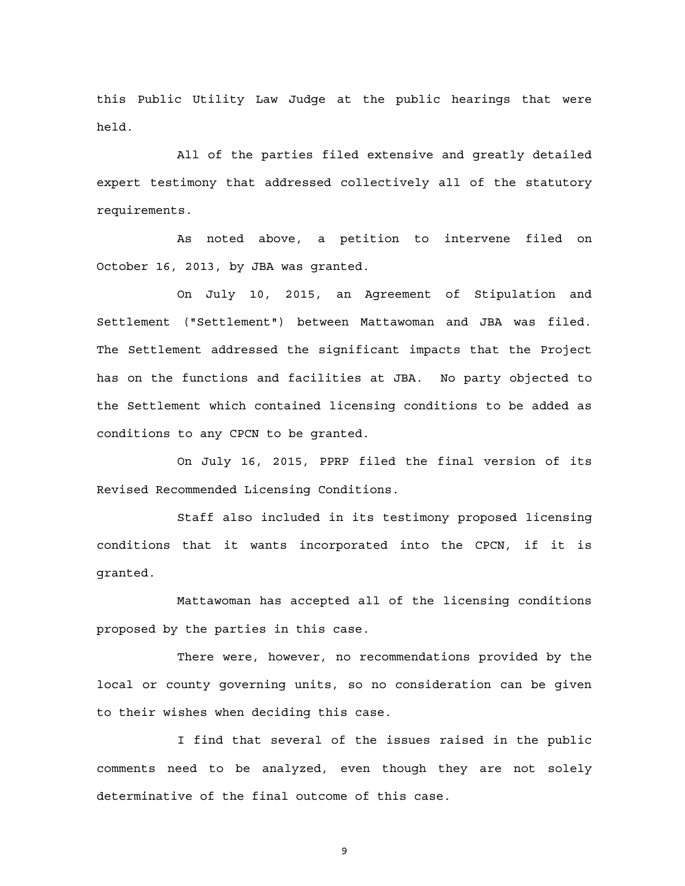this Public Utility Law Judge at the public hearings that were held.

All of the parties filed extensive and greatly detailed expert testimony that addressed collectively all of the statutory requirements.

As noted above, a petition to intervene filed on October 16, 2013, by JBA was granted.

On July 10, 2015, an Agreement of Stipulation and Settlement ("Settlement") between Mattawoman and JBA was filed. The Settlement addressed the significant impacts that the Project has on the functions and facilities at JBA. No party objected to the Settlement which contained licensing conditions to be added as conditions to any CPCN to be granted.

On July 16, 2015, PPRP filed the final version of its Revised Recommended Licensing Conditions.

Staff also included in its testimony proposed licensing conditions that it wants incorporated into the CPCN, if it is granted.

Mattawoman has accepted all of the licensing conditions proposed by the parties in this case.

There were, however, no recommendations provided by the local or county governing units, so no consideration can be given to their wishes when deciding this case.

I find that several of the issues raised in the public comments need to be analyzed, even though they are not solely determinative of the final outcome of this case.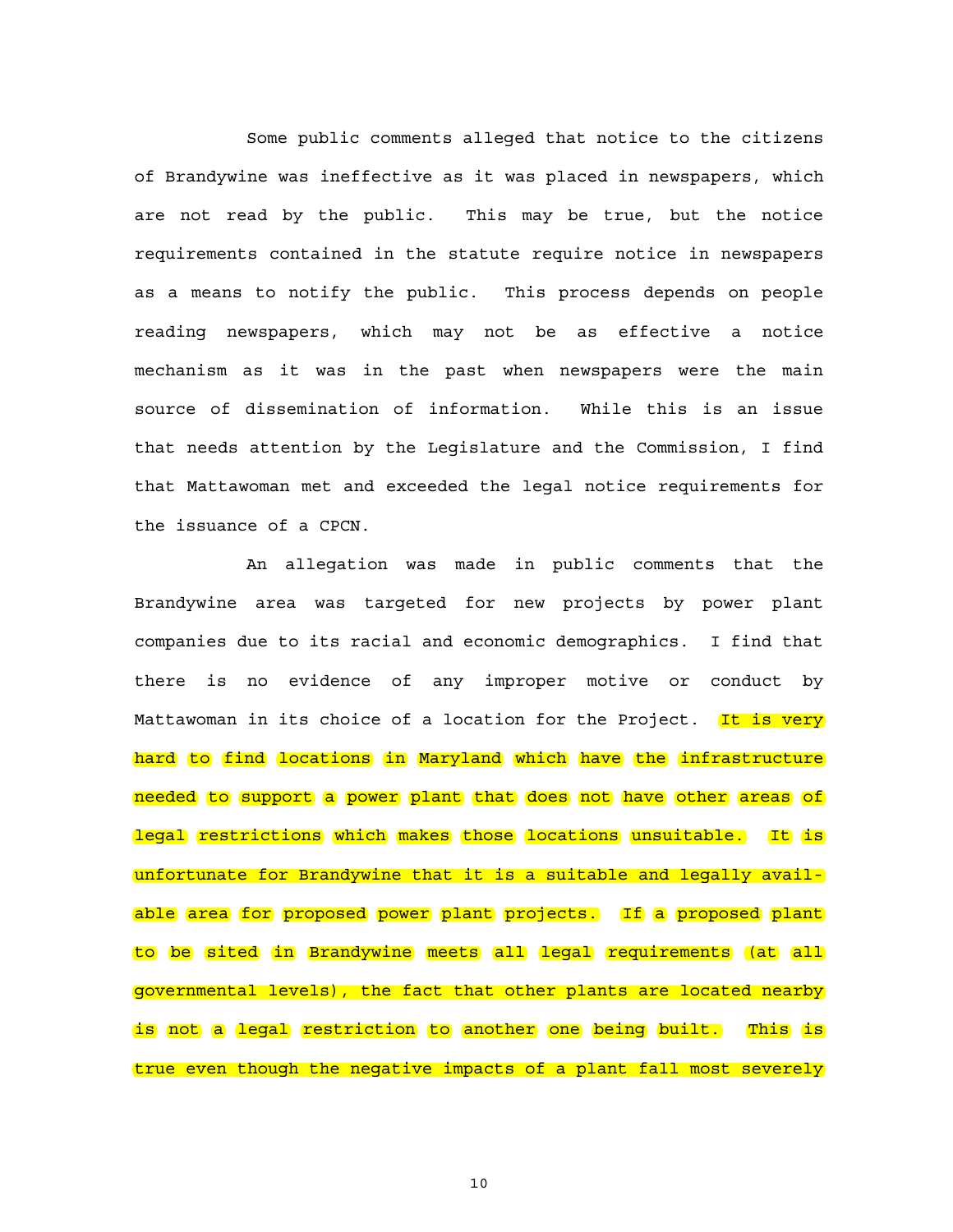Some public comments alleged that notice to the citizens of Brandywine was ineffective as it was placed in newspapers, which are not read by the public. This may be true, but the notice requirements contained in the statute require notice in newspapers as a means to notify the public. This process depends on people reading newspapers, which may not be as effective a notice mechanism as it was in the past when newspapers were the main source of dissemination of information. While this is an issue that needs attention by the Legislature and the Commission, I find that Mattawoman met and exceeded the legal notice requirements for the issuance of a CPCN.

An allegation was made in public comments that the Brandywine area was targeted for new projects by power plant companies due to its racial and economic demographics. I find that there is no evidence of any improper motive or conduct by Mattawoman in its choice of a location for the Project. It is very hard to find locations in Maryland which have the infrastructure needed to support a power plant that does not have other areas of legal restrictions which makes those locations unsuitable. It is unfortunate for Brandywine that it is a suitable and legally available area for proposed power plant projects. If a proposed plant to be sited in Brandywine meets all legal requirements (at all governmental levels), the fact that other plants are located nearby is not a legal restriction to another one being built. This is true even though the negative impacts of a plant fall most severely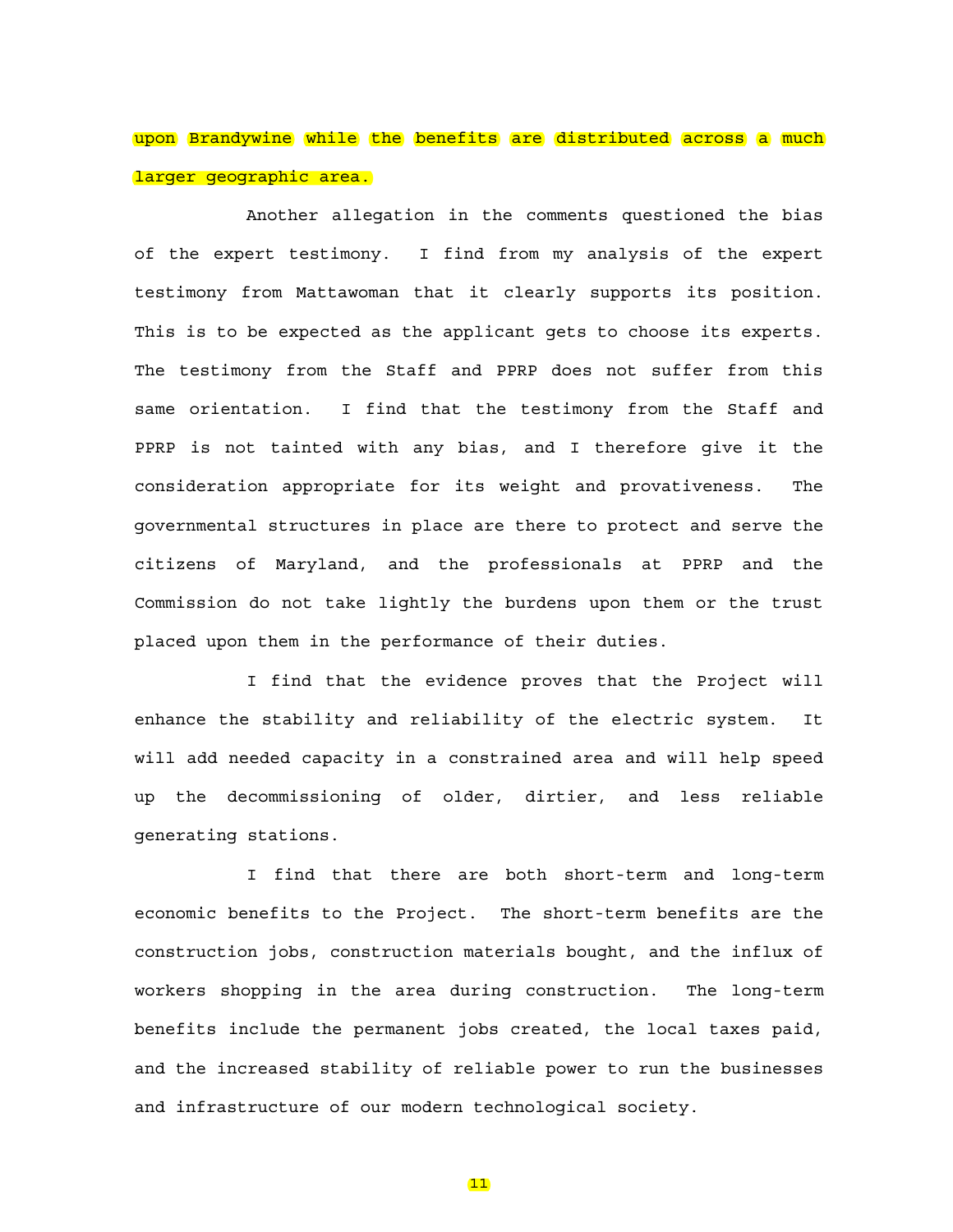upon Brandywine while the benefits are distributed across a much larger geographic area.

Another allegation in the comments questioned the bias of the expert testimony. I find from my analysis of the expert testimony from Mattawoman that it clearly supports its position. This is to be expected as the applicant gets to choose its experts. The testimony from the Staff and PPRP does not suffer from this same orientation. I find that the testimony from the Staff and PPRP is not tainted with any bias, and I therefore give it the consideration appropriate for its weight and provativeness. The governmental structures in place are there to protect and serve the citizens of Maryland, and the professionals at PPRP and the Commission do not take lightly the burdens upon them or the trust placed upon them in the performance of their duties.

I find that the evidence proves that the Project will enhance the stability and reliability of the electric system. It will add needed capacity in a constrained area and will help speed up the decommissioning of older, dirtier, and less reliable generating stations.

I find that there are both short-term and long-term economic benefits to the Project. The short-term benefits are the construction jobs, construction materials bought, and the influx of workers shopping in the area during construction. The long-term benefits include the permanent jobs created, the local taxes paid, and the increased stability of reliable power to run the businesses and infrastructure of our modern technological society.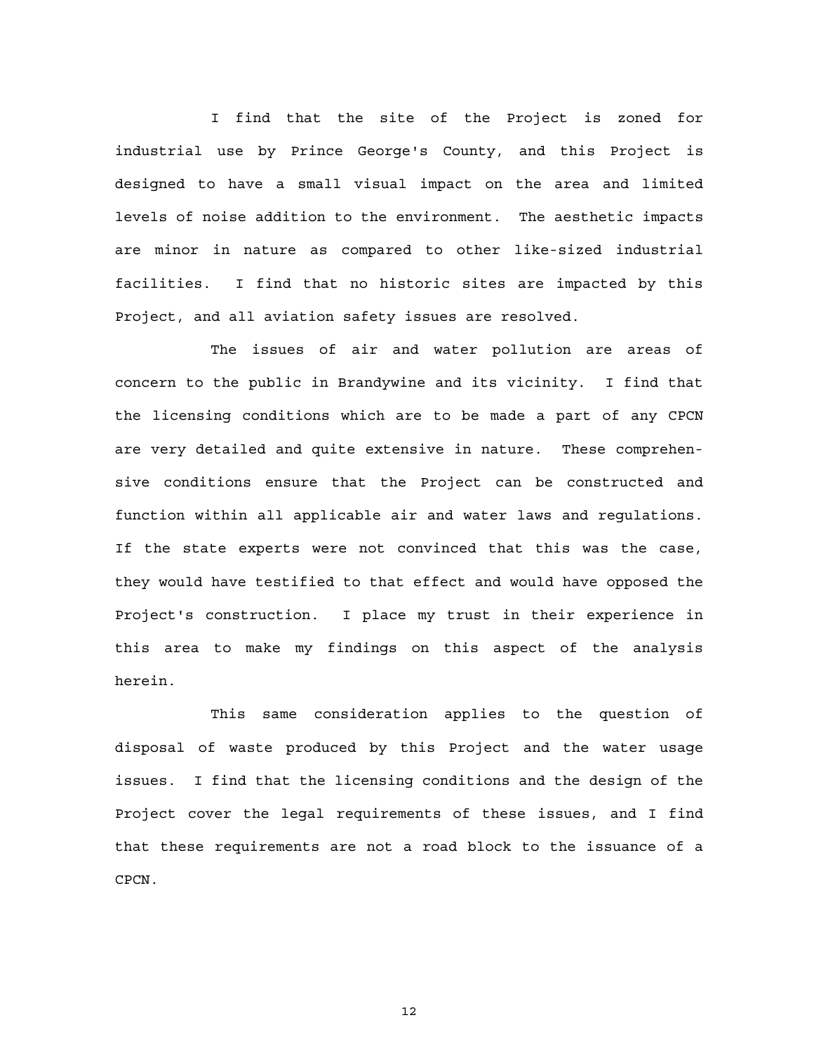I find that the site of the Project is zoned for industrial use by Prince George's County, and this Project is designed to have a small visual impact on the area and limited levels of noise addition to the environment. The aesthetic impacts are minor in nature as compared to other like-sized industrial facilities. I find that no historic sites are impacted by this Project, and all aviation safety issues are resolved.

The issues of air and water pollution are areas of concern to the public in Brandywine and its vicinity. I find that the licensing conditions which are to be made a part of any CPCN are very detailed and quite extensive in nature. These comprehensive conditions ensure that the Project can be constructed and function within all applicable air and water laws and regulations. If the state experts were not convinced that this was the case, they would have testified to that effect and would have opposed the Project's construction. I place my trust in their experience in this area to make my findings on this aspect of the analysis herein.

This same consideration applies to the question of disposal of waste produced by this Project and the water usage issues. I find that the licensing conditions and the design of the Project cover the legal requirements of these issues, and I find that these requirements are not a road block to the issuance of a CPCN.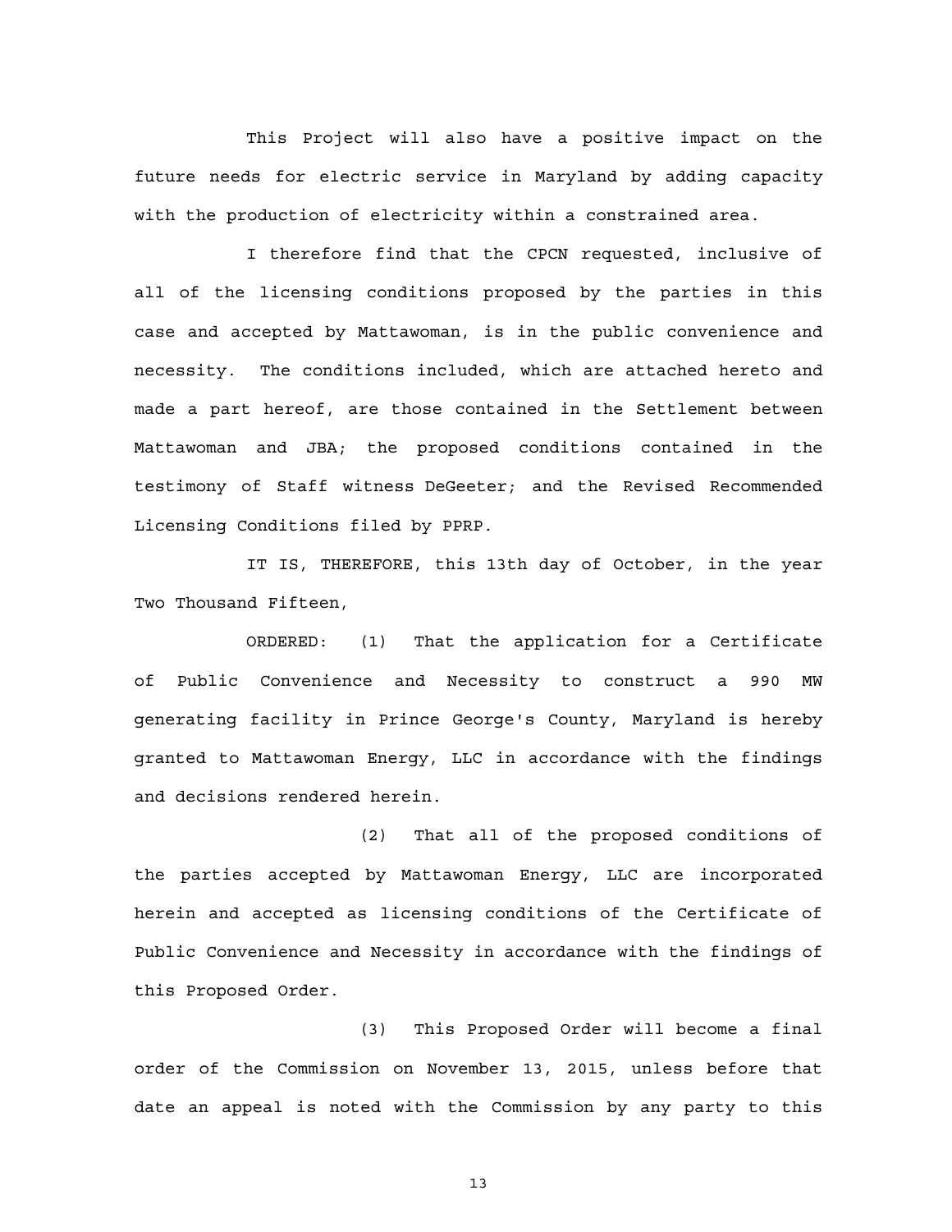This Project will also have a positive impact on the future needs for electric service in Maryland by adding capacity with the production of electricity within a constrained area.

I therefore find that the CPCN requested, inclusive of all of the licensing conditions proposed by the parties in this case and accepted by Mattawoman, is in the public convenience and necessity. The conditions included, which are attached hereto and made a part hereof, are those contained in the Settlement between Mattawoman and JBA; the proposed conditions contained in the testimony of Staff witness DeGeeter; and the Revised Recommended Licensing Conditions filed by PPRP.

IT IS, THEREFORE, this 13th day of October, in the year Two Thousand Fifteen,

ORDERED: (1) That the application for a Certificate of Public Convenience and Necessity to construct a 990 MW generating facility in Prince George's County, Maryland is hereby granted to Mattawoman Energy, LLC in accordance with the findings and decisions rendered herein.

(2) That all of the proposed conditions of the parties accepted by Mattawoman Energy, LLC are incorporated herein and accepted as licensing conditions of the Certificate of Public Convenience and Necessity in accordance with the findings of this Proposed Order.

(3) This Proposed Order will become a final order of the Commission on November 13, 2015, unless before that date an appeal is noted with the Commission by any party to this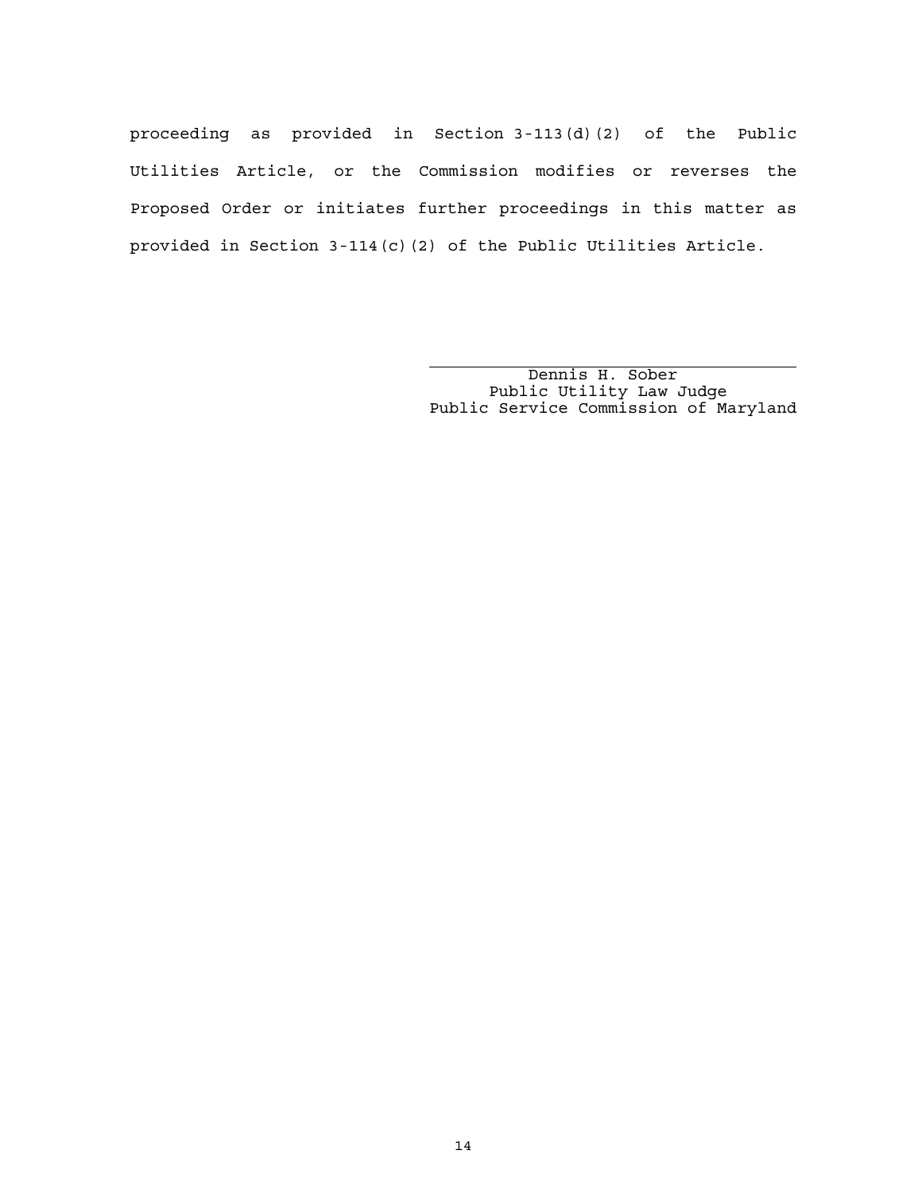proceeding as provided in Section 3-113(d)(2) of the Public Utilities Article, or the Commission modifies or reverses the Proposed Order or initiates further proceedings in this matter as provided in Section 3-114(c)(2) of the Public Utilities Article.

Dennis H. Sober
Public Utility Law Judge
Public Service Commission of Maryland